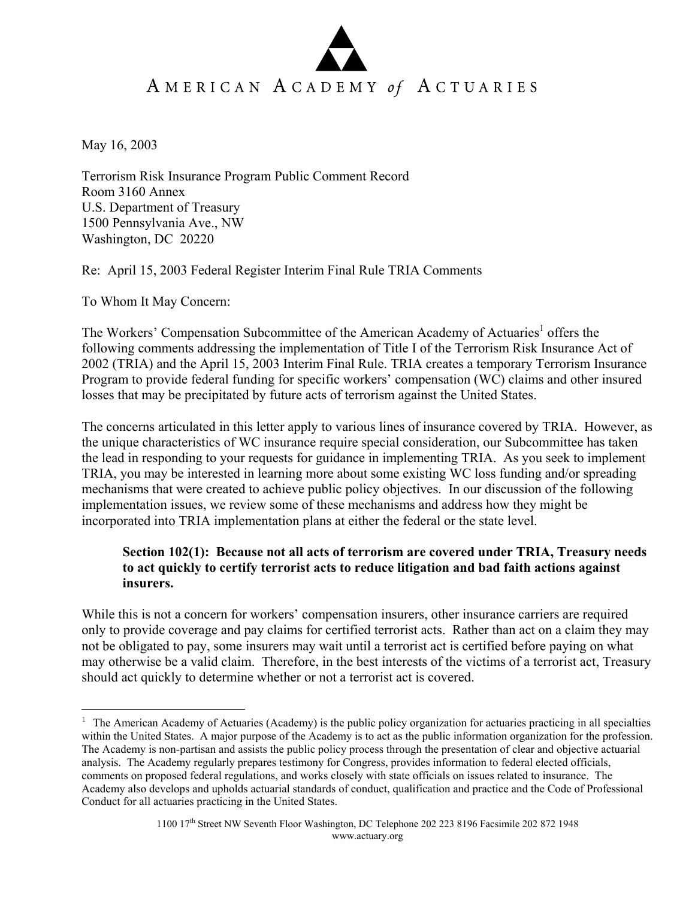# AMERICAN ACADEMY of ACTUARIES

May 16, 2003

Terrorism Risk Insurance Program Public Comment Record
Room 3160 Annex
U.S. Department of Treasury
1500 Pennsylvania Ave., NW
Washington, DC 20220

Re: April 15, 2003 Federal Register Interim Final Rule TRIA Comments

To Whom It May Concern:

The Workers' Compensation Subcommittee of the American Academy of Actuaries[1] offers the following comments addressing the implementation of Title I of the Terrorism Risk Insurance Act of 2002 (TRIA) and the April 15, 2003 Interim Final Rule. TRIA creates a temporary Terrorism Insurance Program to provide federal funding for specific workers' compensation (WC) claims and other insured losses that may be precipitated by future acts of terrorism against the United States.

The concerns articulated in this letter apply to various lines of insurance covered by TRIA. However, as the unique characteristics of WC insurance require special consideration, our Subcommittee has taken the lead in responding to your requests for guidance in implementing TRIA. As you seek to implement TRIA, you may be interested in learning more about some existing WC loss funding and/or spreading mechanisms that were created to achieve public policy objectives. In our discussion of the following implementation issues, we review some of these mechanisms and address how they might be incorporated into TRIA implementation plans at either the federal or the state level.

> **Section 102(1): Because not all acts of terrorism are covered under TRIA, Treasury needs to act quickly to certify terrorist acts to reduce litigation and bad faith actions against insurers.**

While this is not a concern for workers' compensation insurers, other insurance carriers are required only to provide coverage and pay claims for certified terrorist acts. Rather than act on a claim they may not be obligated to pay, some insurers may wait until a terrorist act is certified before paying on what may otherwise be a valid claim. Therefore, in the best interests of the victims of a terrorist act, Treasury should act quickly to determine whether or not a terrorist act is covered.

---

[1] The American Academy of Actuaries (Academy) is the public policy organization for actuaries practicing in all specialties within the United States. A major purpose of the Academy is to act as the public information organization for the profession. The Academy is non-partisan and assists the public policy process through the presentation of clear and objective actuarial analysis. The Academy regularly prepares testimony for Congress, provides information to federal elected officials, comments on proposed federal regulations, and works closely with state officials on issues related to insurance. The Academy also develops and upholds actuarial standards of conduct, qualification and practice and the Code of Professional Conduct for all actuaries practicing in the United States.

1100 17th Street NW Seventh Floor Washington, DC Telephone 202 223 8196 Facsimile 202 872 1948
www.actuary.org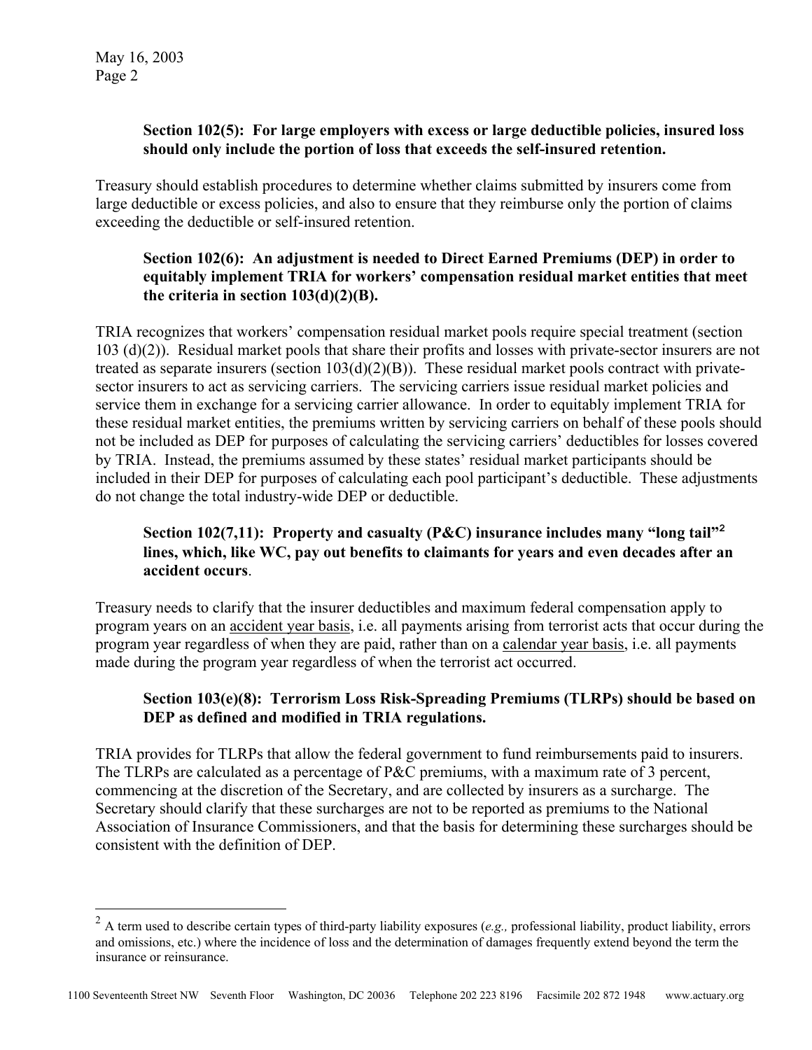**Section 102(5): For large employers with excess or large deductible policies, insured loss should only include the portion of loss that exceeds the self-insured retention.**

Treasury should establish procedures to determine whether claims submitted by insurers come from large deductible or excess policies, and also to ensure that they reimburse only the portion of claims exceeding the deductible or self-insured retention.

**Section 102(6): An adjustment is needed to Direct Earned Premiums (DEP) in order to equitably implement TRIA for workers' compensation residual market entities that meet the criteria in section 103(d)(2)(B).**

TRIA recognizes that workers' compensation residual market pools require special treatment (section 103 (d)(2)). Residual market pools that share their profits and losses with private-sector insurers are not treated as separate insurers (section 103(d)(2)(B)). These residual market pools contract with private-sector insurers to act as servicing carriers. The servicing carriers issue residual market policies and service them in exchange for a servicing carrier allowance. In order to equitably implement TRIA for these residual market entities, the premiums written by servicing carriers on behalf of these pools should not be included as DEP for purposes of calculating the servicing carriers' deductibles for losses covered by TRIA. Instead, the premiums assumed by these states' residual market participants should be included in their DEP for purposes of calculating each pool participant's deductible. These adjustments do not change the total industry-wide DEP or deductible.

**Section 102(7,11): Property and casualty (P&C) insurance includes many "long tail"[2] lines, which, like WC, pay out benefits to claimants for years and even decades after an accident occurs**.

Treasury needs to clarify that the insurer deductibles and maximum federal compensation apply to program years on an accident year basis, i.e. all payments arising from terrorist acts that occur during the program year regardless of when they are paid, rather than on a calendar year basis, i.e. all payments made during the program year regardless of when the terrorist act occurred.

**Section 103(e)(8): Terrorism Loss Risk-Spreading Premiums (TLRPs) should be based on DEP as defined and modified in TRIA regulations.**

TRIA provides for TLRPs that allow the federal government to fund reimbursements paid to insurers. The TLRPs are calculated as a percentage of P&C premiums, with a maximum rate of 3 percent, commencing at the discretion of the Secretary, and are collected by insurers as a surcharge. The Secretary should clarify that these surcharges are not to be reported as premiums to the National Association of Insurance Commissioners, and that the basis for determining these surcharges should be consistent with the definition of DEP.

---

[2] A term used to describe certain types of third-party liability exposures (*e.g.,* professional liability, product liability, errors and omissions, etc.) where the incidence of loss and the determination of damages frequently extend beyond the term the insurance or reinsurance.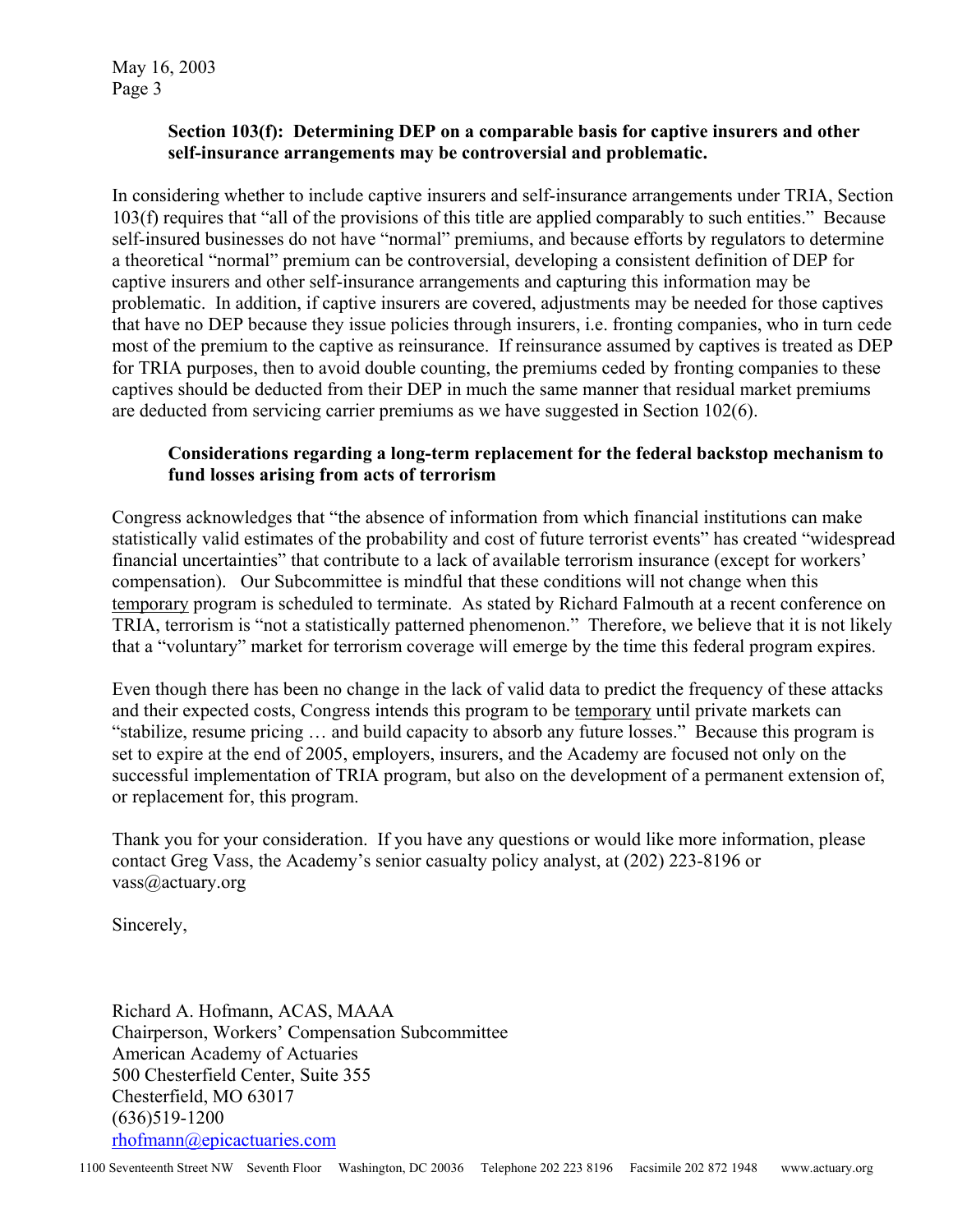May 16, 2003

**Section 103(f): Determining DEP on a comparable basis for captive insurers and other self-insurance arrangements may be controversial and problematic.**

In considering whether to include captive insurers and self-insurance arrangements under TRIA, Section 103(f) requires that "all of the provisions of this title are applied comparably to such entities." Because self-insured businesses do not have "normal" premiums, and because efforts by regulators to determine a theoretical "normal" premium can be controversial, developing a consistent definition of DEP for captive insurers and other self-insurance arrangements and capturing this information may be problematic. In addition, if captive insurers are covered, adjustments may be needed for those captives that have no DEP because they issue policies through insurers, i.e. fronting companies, who in turn cede most of the premium to the captive as reinsurance. If reinsurance assumed by captives is treated as DEP for TRIA purposes, then to avoid double counting, the premiums ceded by fronting companies to these captives should be deducted from their DEP in much the same manner that residual market premiums are deducted from servicing carrier premiums as we have suggested in Section 102(6).

**Considerations regarding a long-term replacement for the federal backstop mechanism to fund losses arising from acts of terrorism**

Congress acknowledges that "the absence of information from which financial institutions can make statistically valid estimates of the probability and cost of future terrorist events" has created "widespread financial uncertainties" that contribute to a lack of available terrorism insurance (except for workers' compensation). Our Subcommittee is mindful that these conditions will not change when this temporary program is scheduled to terminate. As stated by Richard Falmouth at a recent conference on TRIA, terrorism is "not a statistically patterned phenomenon." Therefore, we believe that it is not likely that a "voluntary" market for terrorism coverage will emerge by the time this federal program expires.

Even though there has been no change in the lack of valid data to predict the frequency of these attacks and their expected costs, Congress intends this program to be temporary until private markets can "stabilize, resume pricing … and build capacity to absorb any future losses." Because this program is set to expire at the end of 2005, employers, insurers, and the Academy are focused not only on the successful implementation of TRIA program, but also on the development of a permanent extension of, or replacement for, this program.

Thank you for your consideration. If you have any questions or would like more information, please contact Greg Vass, the Academy's senior casualty policy analyst, at (202) 223-8196 or vass@actuary.org

Sincerely,

Richard A. Hofmann, ACAS, MAAA  
Chairperson, Workers' Compensation Subcommittee  
American Academy of Actuaries  
500 Chesterfield Center, Suite 355  
Chesterfield, MO 63017  
(636)519-1200  
rhofmann@epicactuaries.com

1100 Seventeenth Street NW Seventh Floor Washington, DC 20036 Telephone 202 223 8196 Facsimile 202 872 1948 www.actuary.org